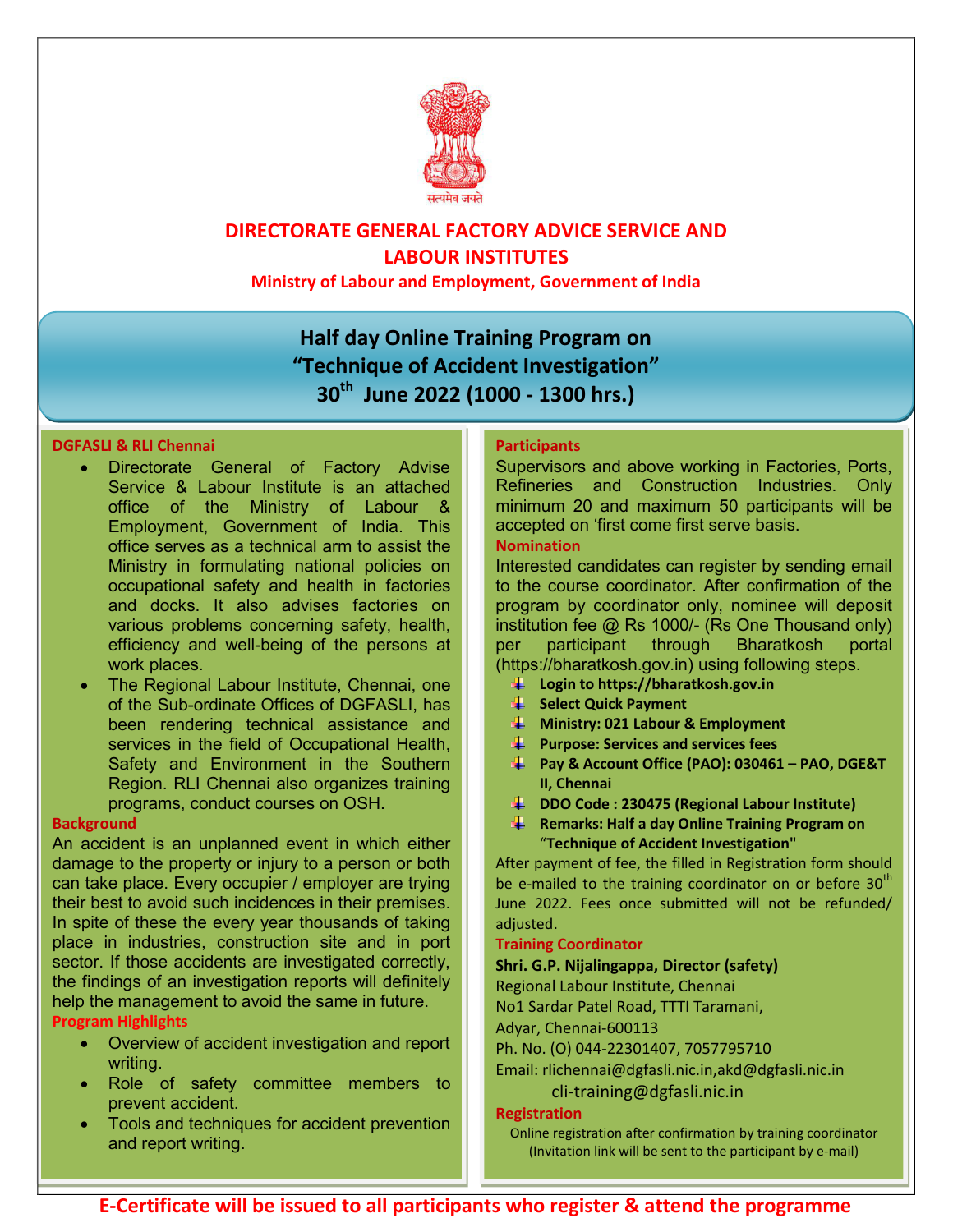सत्यमेव जयते

# DIRECTORATE GENERAL FACTORY ADVICE SERVICE AND LABOUR INSTITUTES

**Ministry of Labour and Employment, Government of India**

## Half day Online Training Program on "Technique of Accident Investigation"
## 30th June 2022 (1000 - 1300 hrs.)

### DGFASLI & RLI Chennai

- Directorate General of Factory Advise Service & Labour Institute is an attached office of the Ministry of Labour & Employment, Government of India. This office serves as a technical arm to assist the Ministry in formulating national policies on occupational safety and health in factories and docks. It also advises factories on various problems concerning safety, health, efficiency and well-being of the persons at work places.
- The Regional Labour Institute, Chennai, one of the Sub-ordinate Offices of DGFASLI, has been rendering technical assistance and services in the field of Occupational Health, Safety and Environment in the Southern Region. RLI Chennai also organizes training programs, conduct courses on OSH.

### Background

An accident is an unplanned event in which either damage to the property or injury to a person or both can take place. Every occupier / employer are trying their best to avoid such incidences in their premises. In spite of these the every year thousands of taking place in industries, construction site and in port sector. If those accidents are investigated correctly, the findings of an investigation reports will definitely help the management to avoid the same in future.

### Program Highlights

- Overview of accident investigation and report writing.
- Role of safety committee members to prevent accident.
- Tools and techniques for accident prevention and report writing.

### Participants

Supervisors and above working in Factories, Ports, Refineries and Construction Industries. Only minimum 20 and maximum 50 participants will be accepted on 'first come first serve basis.

### Nomination

Interested candidates can register by sending email to the course coordinator. After confirmation of the program by coordinator only, nominee will deposit institution fee @ Rs 1000/- (Rs One Thousand only) per participant through Bharatkosh portal (https://bharatkosh.gov.in) using following steps.

- **Login to https://bharatkosh.gov.in**
- **Select Quick Payment**
- **Ministry: 021 Labour & Employment**
- **Purpose: Services and services fees**
- **Pay & Account Office (PAO): 030461 – PAO, DGE&T II, Chennai**
- **DDO Code : 230475 (Regional Labour Institute)**
- **Remarks: Half a day Online Training Program on "Technique of Accident Investigation"**

After payment of fee, the filled in Registration form should be e-mailed to the training coordinator on or before 30th June 2022. Fees once submitted will not be refunded/ adjusted.

### Training Coordinator

**Shri. G.P. Nijalingappa, Director (safety)**
Regional Labour Institute, Chennai
No1 Sardar Patel Road, TTTI Taramani,
Adyar, Chennai-600113
Ph. No. (O) 044-22301407, 7057795710
Email: rlichennai@dgfasli.nic.in,akd@dgfasli.nic.in
cli-training@dgfasli.nic.in

### Registration

Online registration after confirmation by training coordinator (Invitation link will be sent to the participant by e-mail)

**E-Certificate will be issued to all participants who register & attend the programme**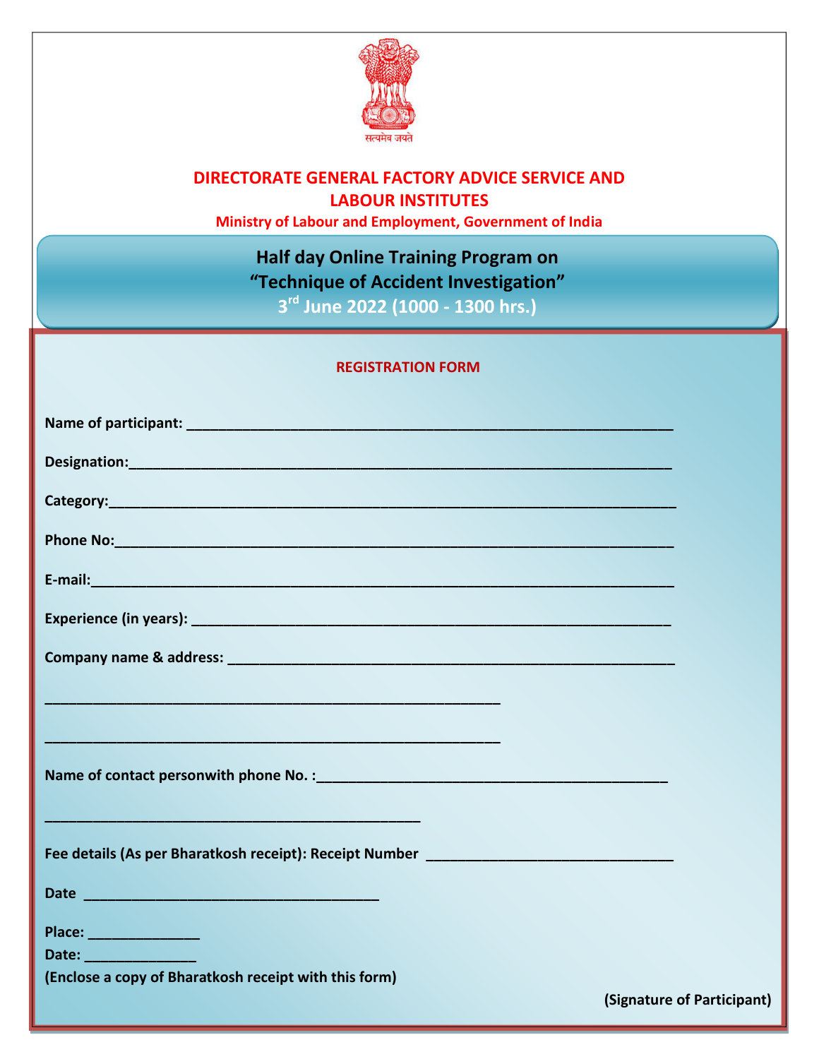सत्यमेव जयते

# DIRECTORATE GENERAL FACTORY ADVICE SERVICE AND LABOUR INSTITUTES

**Ministry of Labour and Employment, Government of India**

## Half day Online Training Program on "Technique of Accident Investigation"

**3rd June 2022 (1000 - 1300 hrs.)**

### REGISTRATION FORM

**Name of participant:** ______________________________________________

**Designation:**______________________________________________

**Category:**______________________________________________

**Phone No:**______________________________________________

**E-mail:**______________________________________________

**Experience (in years):** ______________________________________________

**Company name & address:** ______________________________________________

______________________________________________

______________________________________________

**Name of contact personwith phone No. :**______________________________________________

______________________________________________

**Fee details (As per Bharatkosh receipt): Receipt Number** ______________________________

**Date** ______________________________

**Place:** ______________

**Date:** ______________

**(Enclose a copy of Bharatkosh receipt with this form)**

**(Signature of Participant)**